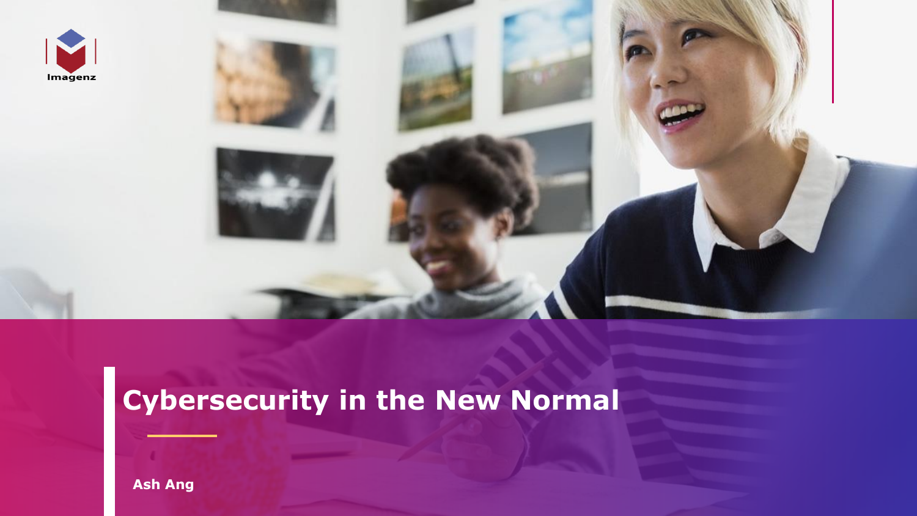Imagenz

# Cybersecurity in the New Normal

Ash Ang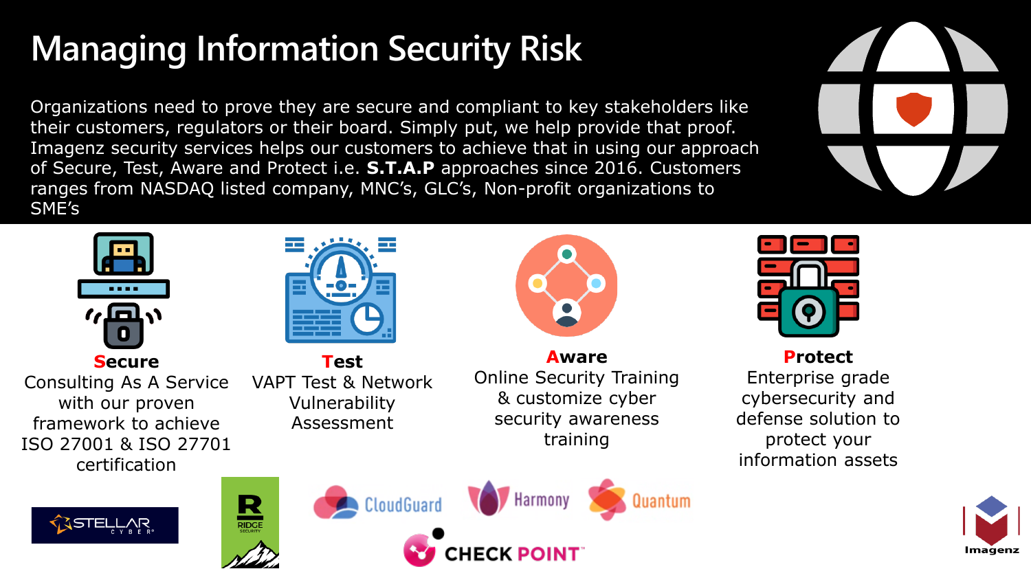# Managing Information Security Risk

Organizations need to prove they are secure and compliant to key stakeholders like their customers, regulators or their board. Simply put, we help provide that proof. Imagenz security services helps our customers to achieve that in using our approach of Secure, Test, Aware and Protect i.e. **S.T.A.P** approaches since 2016. Customers ranges from NASDAQ listed company, MNC's, GLC's, Non-profit organizations to SME's

**Secure**
Consulting As A Service with our proven framework to achieve ISO 27001 & ISO 27701 certification

**Test**
VAPT Test & Network Vulnerability Assessment

**Aware**
Online Security Training & customize cyber security awareness training

**Protect**
Enterprise grade cybersecurity and defense solution to protect your information assets

STELLAR CYBER

RIDGE SECURITY

CloudGuard Harmony Quantum

CHECK POINT

Imagenz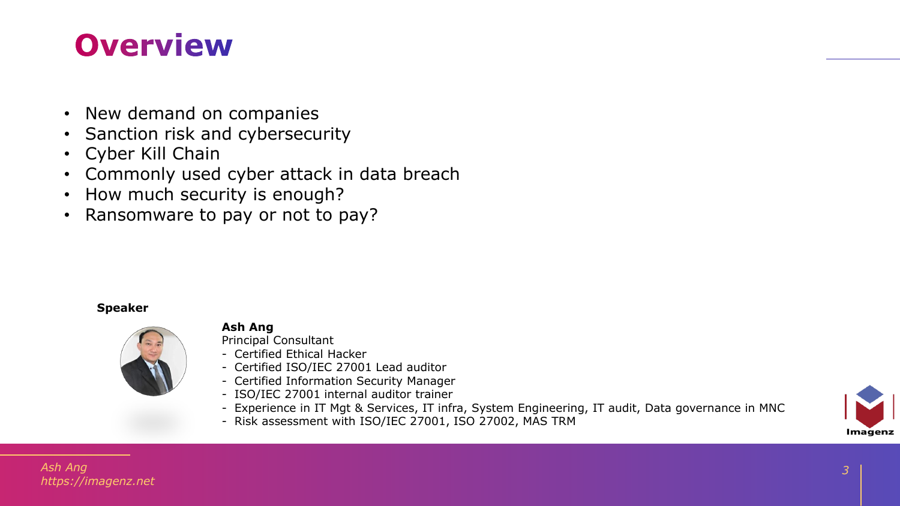# Overview

- New demand on companies
- Sanction risk and cybersecurity
- Cyber Kill Chain
- Commonly used cyber attack in data breach
- How much security is enough?
- Ransomware to pay or not to pay?

**Speaker**

**Ash Ang**
Principal Consultant
- Certified Ethical Hacker
- Certified ISO/IEC 27001 Lead auditor
- Certified Information Security Manager
- ISO/IEC 27001 internal auditor trainer
- Experience in IT Mgt & Services, IT infra, System Engineering, IT audit, Data governance in MNC
- Risk assessment with ISO/IEC 27001, ISO 27002, MAS TRM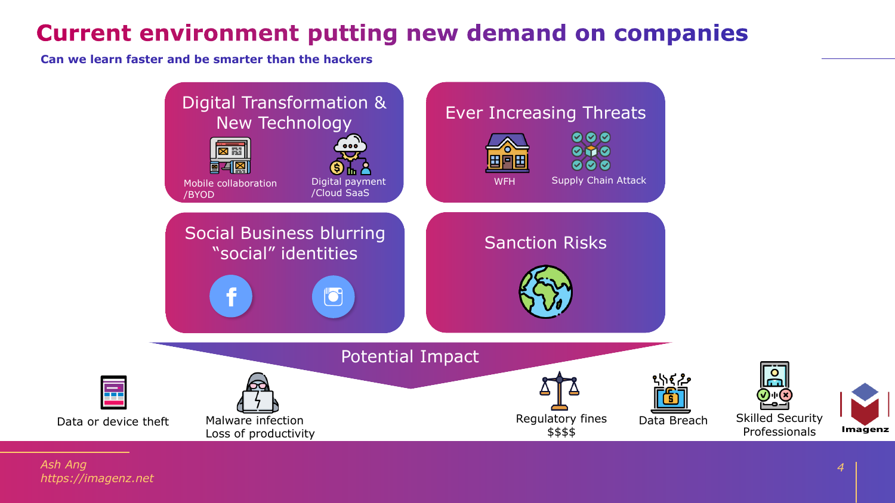# Current environment putting new demand on companies

**Can we learn faster and be smarter than the hackers**

## Digital Transformation & New Technology

- Mobile collaboration /BYOD
- Digital payment /Cloud SaaS

## Ever Increasing Threats

- WFH
- Supply Chain Attack

## Social Business blurring "social" identities

## Sanction Risks

## Potential Impact

- Data or device theft
- Malware infection Loss of productivity
- Regulatory fines $$$$
- Data Breach
- Skilled Security Professionals

Imagenz

*Ash Ang*
*https://imagenz.net*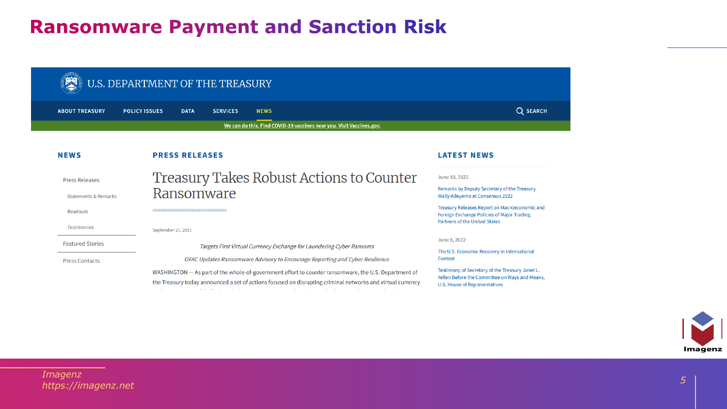# Ransomware Payment and Sanction Risk

U.S. DEPARTMENT OF THE TREASURY

ABOUT TREASURY | POLICY ISSUES | DATA | SERVICES | NEWS | SEARCH

We can do this. Find COVID-19 vaccines near you. Visit Vaccines.gov.

**NEWS**

- Press Releases
  - Statements & Remarks
  - Readouts
  - Testimonies
- Featured Stories
- Press Contacts

**PRESS RELEASES**

## Treasury Takes Robust Actions to Counter Ransomware

September 21, 2021

*Targets First Virtual Currency Exchange for Laundering Cyber Ransoms*

*OFAC Updates Ransomware Advisory to Encourage Reporting and Cyber Resilience*

WASHINGTON — As part of the whole-of-government effort to counter ransomware, the U.S. Department of the Treasury today announced a set of actions focused on disrupting criminal networks and virtual currency

**LATEST NEWS**

June 10, 2022

- Remarks by Deputy Secretary of the Treasury Wally Adeyemo at Consensus 2022
- Treasury Releases Report on Macroeconomic and Foreign Exchange Policies of Major Trading Partners of the United States

June 8, 2022

- The U.S. Economic Recovery in International Context
- Testimony of Secretary of the Treasury Janet L. Yellen Before the Committee on Ways and Means, U.S. House of Representatives

*Imagenz*
*https://imagenz.net*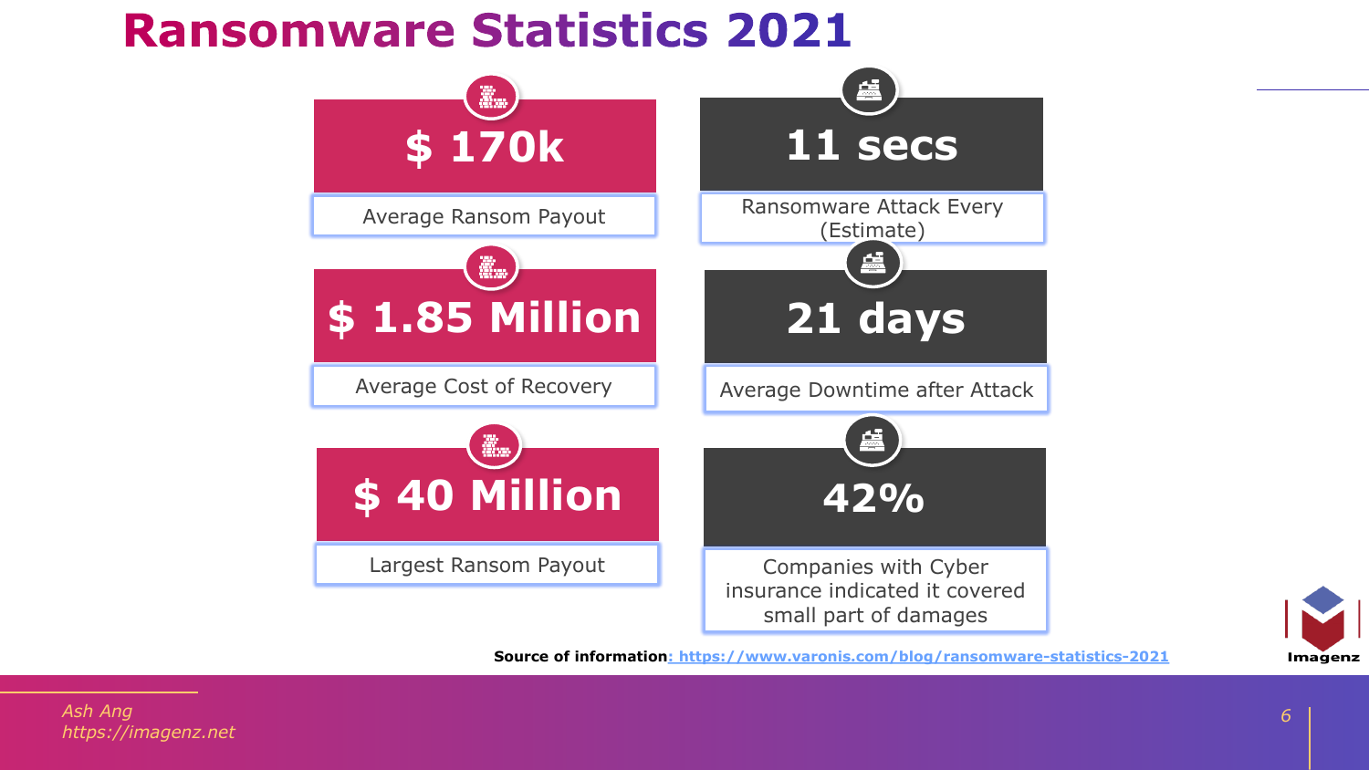# Ransomware Statistics 2021

**$ 170k**

Average Ransom Payout

**11 secs**

Ransomware Attack Every (Estimate)

**$ 1.85 Million**

Average Cost of Recovery

**21 days**

Average Downtime after Attack

**$ 40 Million**

Largest Ransom Payout

**42%**

Companies with Cyber insurance indicated it covered small part of damages

**Source of information**: https://www.varonis.com/blog/ransomware-statistics-2021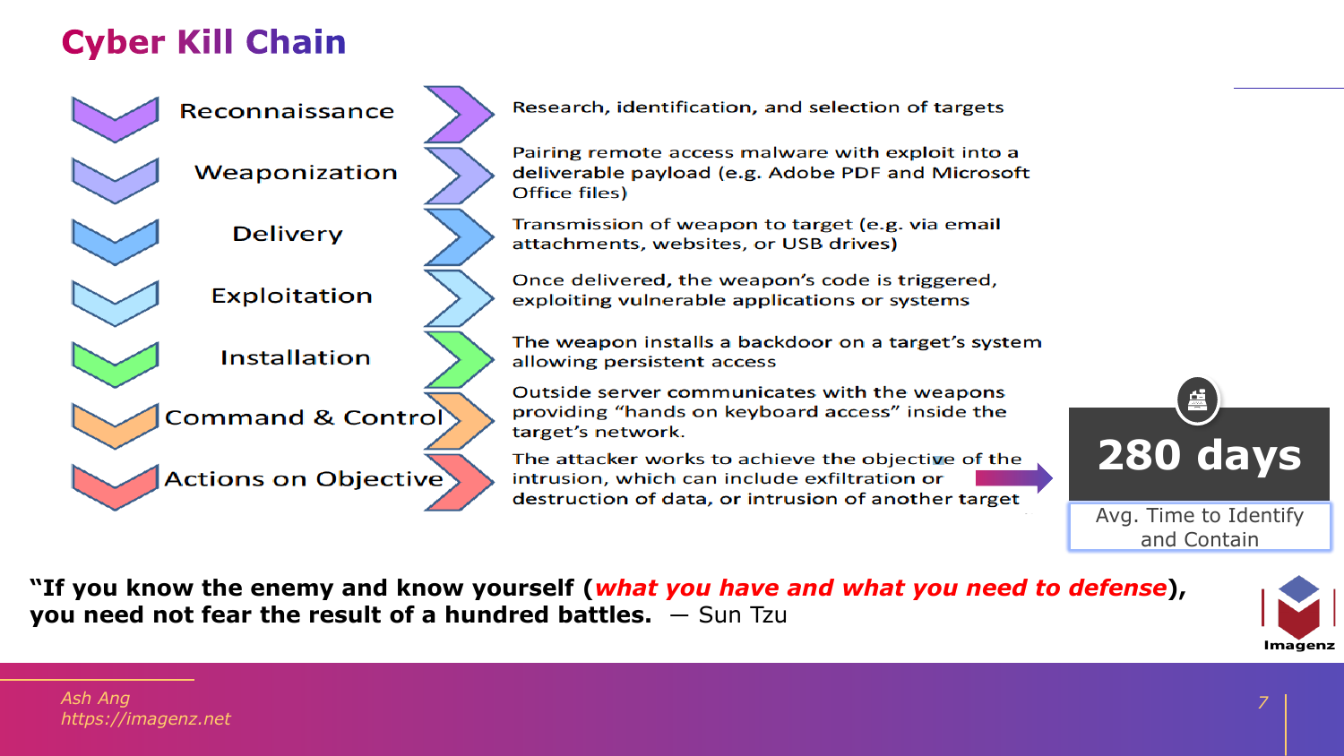# Cyber Kill Chain

| Stage | Description |
| --- | --- |
| Reconnaissance | Research, identification, and selection of targets |
| Weaponization | Pairing remote access malware with exploit into a deliverable payload (e.g. Adobe PDF and Microsoft Office files) |
| Delivery | Transmission of weapon to target (e.g. via email attachments, websites, or USB drives) |
| Exploitation | Once delivered, the weapon's code is triggered, exploiting vulnerable applications or systems |
| Installation | The weapon installs a backdoor on a target's system allowing persistent access |
| Command & Control | Outside server communicates with the weapons providing "hands on keyboard access" inside the target's network. |
| Actions on Objective | The attacker works to achieve the objective of the intrusion, which can include exfiltration or destruction of data, or intrusion of another target |

**280 days**

Avg. Time to Identify and Contain

**"If you know the enemy and know yourself (*what you have and what you need to defense*), you need not fear the result of a hundred battles.** — Sun Tzu

*Ash Ang*
*https://imagenz.net*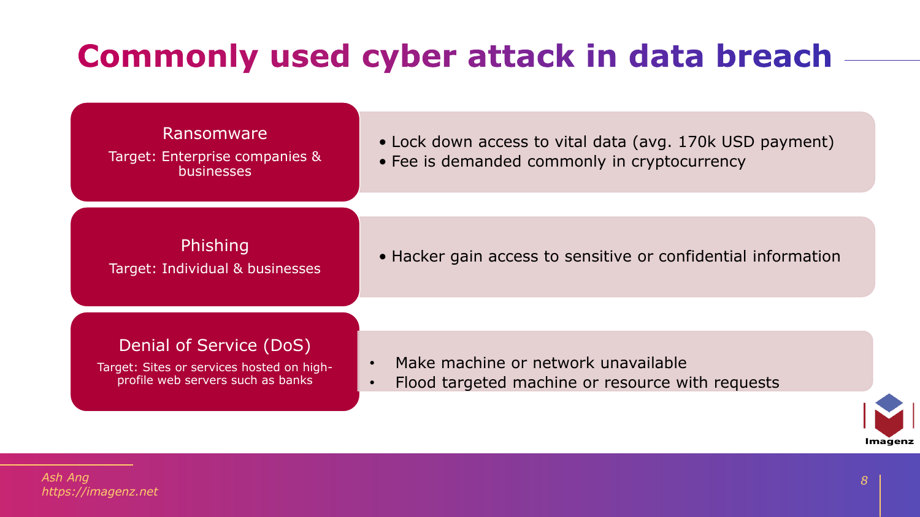# Commonly used cyber attack in data breach

### Ransomware

Target: Enterprise companies & businesses

- Lock down access to vital data (avg. 170k USD payment)
- Fee is demanded commonly in cryptocurrency

### Phishing

Target: Individual & businesses

- Hacker gain access to sensitive or confidential information

### Denial of Service (DoS)

Target: Sites or services hosted on high-profile web servers such as banks

- Make machine or network unavailable
- Flood targeted machine or resource with requests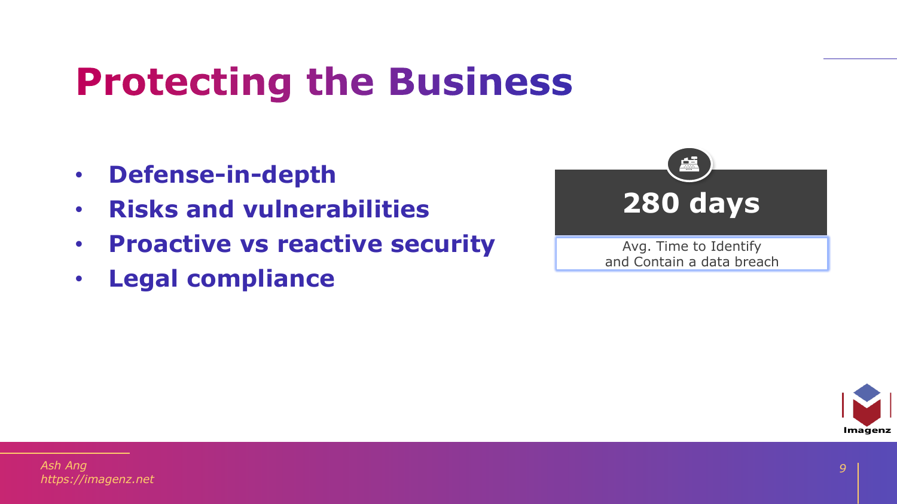# Protecting the Business

- **Defense-in-depth**
- **Risks and vulnerabilities**
- **Proactive vs reactive security**
- **Legal compliance**

**280 days**

Avg. Time to Identify and Contain a data breach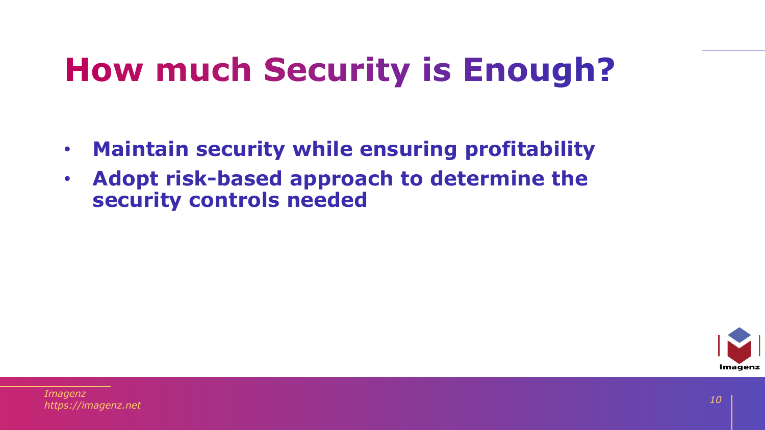# How much Security is Enough?

- **Maintain security while ensuring profitability**
- **Adopt risk-based approach to determine the security controls needed**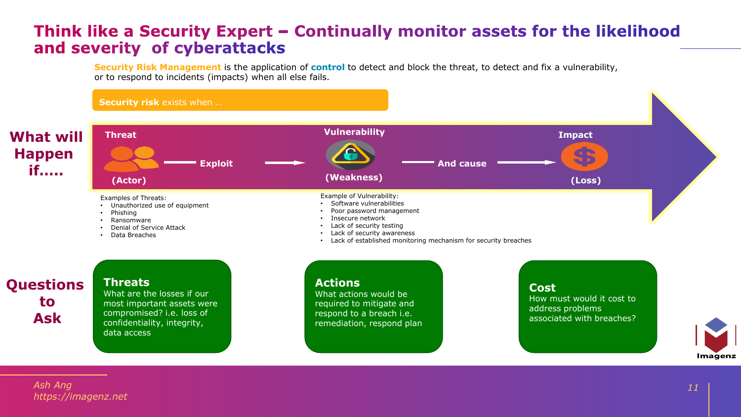# Think like a Security Expert – Continually monitor assets for the likelihood and severity of cyberattacks

**Security Risk Management** is the application of **control** to detect and block the threat, to detect and fix a vulnerability, or to respond to incidents (impacts) when all else fails.

## What will Happen if.....

**Security risk** exists when …

**Threat** (Actor) → **Exploit** → **Vulnerability** (Weakness) → **And cause** → **Impact** (Loss)

Examples of Threats:

- Unauthorized use of equipment
- Phishing
- Ransomware
- Denial of Service Attack
- Data Breaches

Example of Vulnerability:

- Software vulnerabilities
- Poor password management
- Insecure network
- Lack of security testing
- Lack of security awareness
- Lack of established monitoring mechanism for security breaches

## Questions to Ask

**Threats**
What are the losses if our most important assets were compromised? i.e. loss of confidentiality, integrity, data access

**Actions**
What actions would be required to mitigate and respond to a breach i.e. remediation, respond plan

**Cost**
How must would it cost to address problems associated with breaches?

*Ash Ang*
*https://imagenz.net*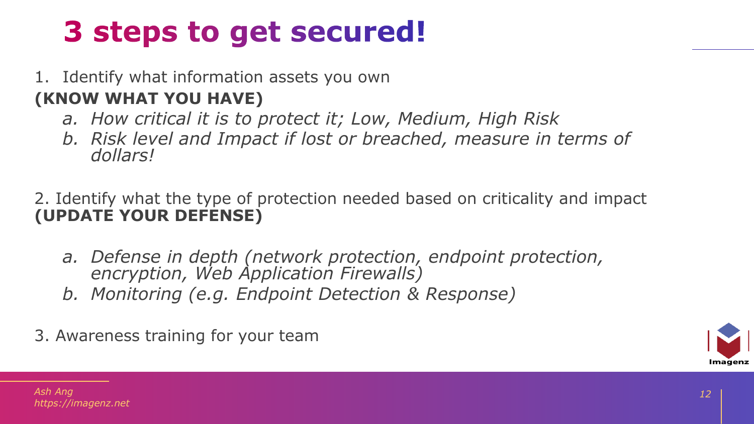# 3 steps to get secured!

1. Identify what information assets you own

**(KNOW WHAT YOU HAVE)**

   a. *How critical it is to protect it; Low, Medium, High Risk*
   
   b. *Risk level and Impact if lost or breached, measure in terms of dollars!*

2. Identify what the type of protection needed based on criticality and impact

**(UPDATE YOUR DEFENSE)**

   a. *Defense in depth (network protection, endpoint protection, encryption, Web Application Firewalls)*
   
   b. *Monitoring (e.g. Endpoint Detection & Response)*

3. Awareness training for your team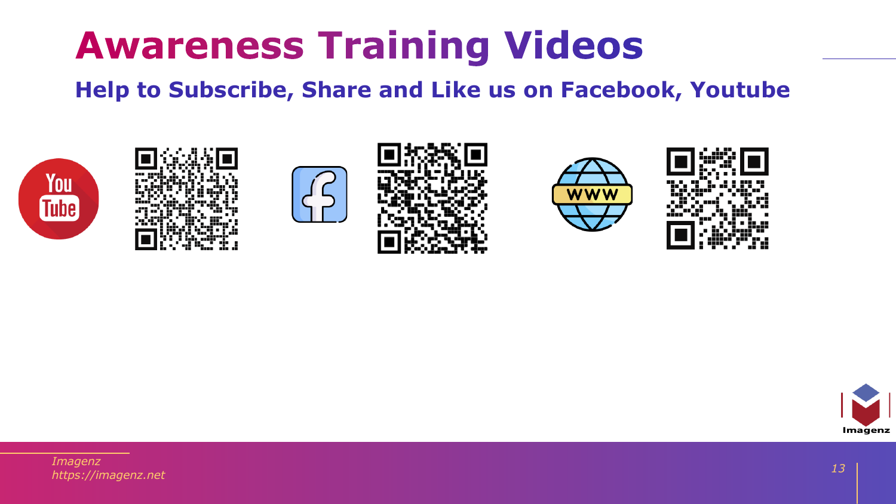# Awareness Training Videos

## Help to Subscribe, Share and Like us on Facebook, Youtube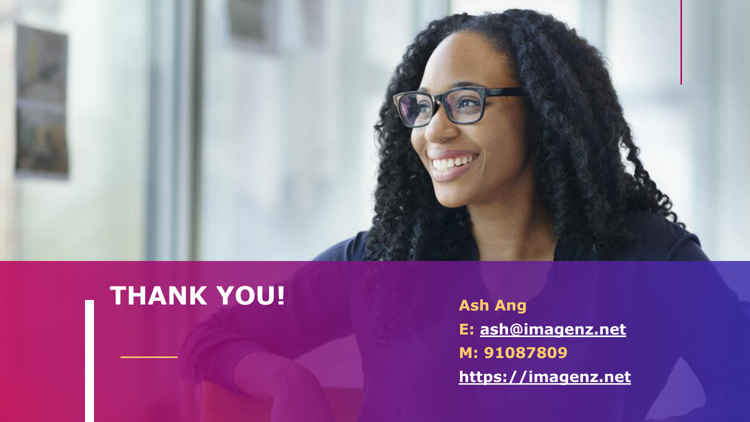# THANK YOU!

**Ash Ang**

**E: ash@imagenz.net**

**M: 91087809**

**https://imagenz.net**